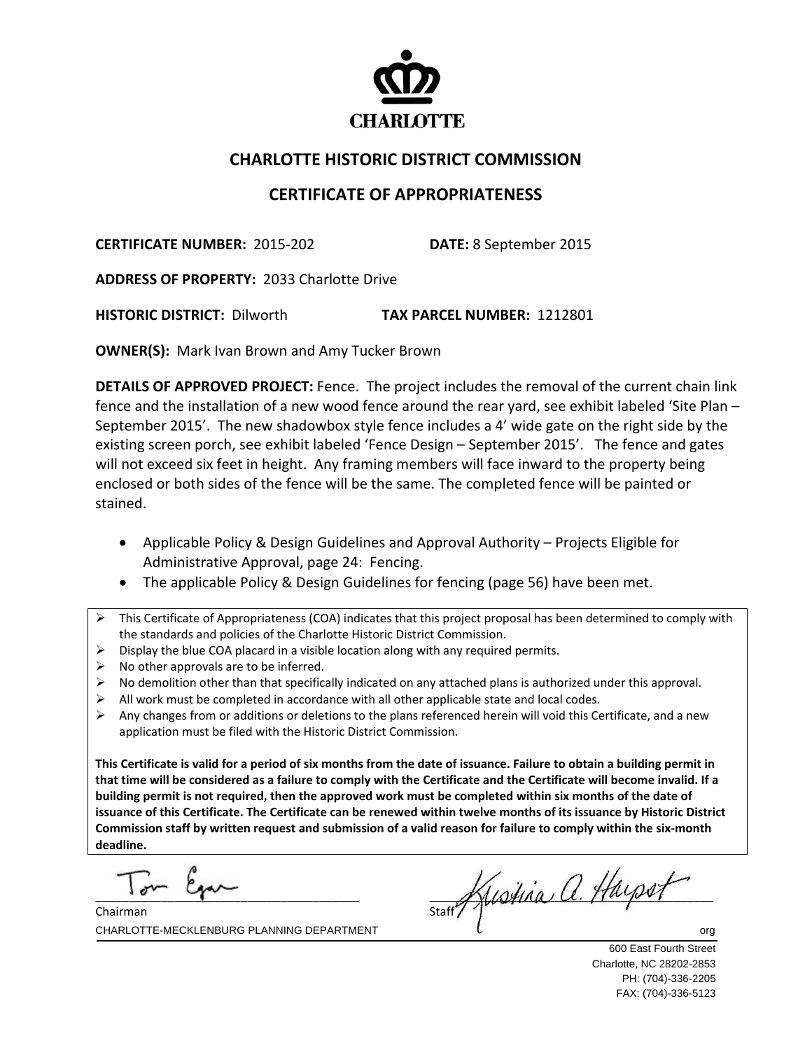CHARLOTTE

# CHARLOTTE HISTORIC DISTRICT COMMISSION

## CERTIFICATE OF APPROPRIATENESS

**CERTIFICATE NUMBER:** 2015-202 **DATE:** 8 September 2015

**ADDRESS OF PROPERTY:** 2033 Charlotte Drive

**HISTORIC DISTRICT:** Dilworth **TAX PARCEL NUMBER:** 1212801

**OWNER(S):** Mark Ivan Brown and Amy Tucker Brown

**DETAILS OF APPROVED PROJECT:** Fence. The project includes the removal of the current chain link fence and the installation of a new wood fence around the rear yard, see exhibit labeled 'Site Plan – September 2015'. The new shadowbox style fence includes a 4' wide gate on the right side by the existing screen porch, see exhibit labeled 'Fence Design – September 2015'. The fence and gates will not exceed six feet in height. Any framing members will face inward to the property being enclosed or both sides of the fence will be the same. The completed fence will be painted or stained.

- Applicable Policy & Design Guidelines and Approval Authority – Projects Eligible for Administrative Approval, page 24: Fencing.
- The applicable Policy & Design Guidelines for fencing (page 56) have been met.

---

- This Certificate of Appropriateness (COA) indicates that this project proposal has been determined to comply with the standards and policies of the Charlotte Historic District Commission.
- Display the blue COA placard in a visible location along with any required permits.
- No other approvals are to be inferred.
- No demolition other than that specifically indicated on any attached plans is authorized under this approval.
- All work must be completed in accordance with all other applicable state and local codes.
- Any changes from or additions or deletions to the plans referenced herein will void this Certificate, and a new application must be filed with the Historic District Commission.

**This Certificate is valid for a period of six months from the date of issuance. Failure to obtain a building permit in that time will be considered as a failure to comply with the Certificate and the Certificate will become invalid. If a building permit is not required, then the approved work must be completed within six months of the date of issuance of this Certificate. The Certificate can be renewed within twelve months of its issuance by Historic District Commission staff by written request and submission of a valid reason for failure to comply within the six-month deadline.**

---

Tom Egan
Chairman

Kristina A. Harpst
Staff

CHARLOTTE-MECKLENBURG PLANNING DEPARTMENT org

600 East Fourth Street
Charlotte, NC 28202-2853
PH: (704)-336-2205
FAX: (704)-336-5123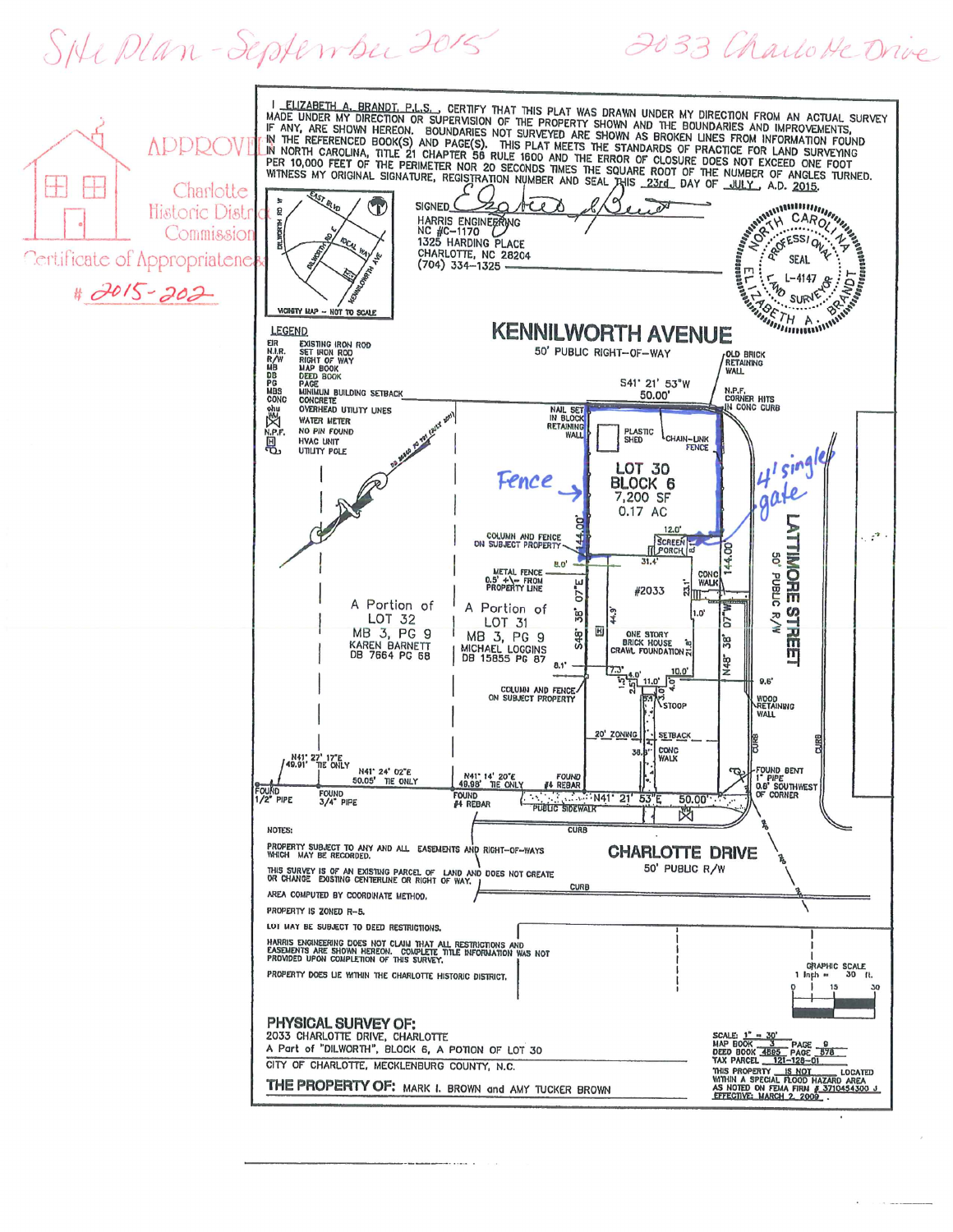Site Plan - September 2015 — 2033 Charlotte Drive

APPROVED — Charlotte Historic District Commission — Certificate of Appropriateness # 2015-202

I ELIZABETH A. BRANDT, P.L.S., CERTIFY THAT THIS PLAT WAS DRAWN UNDER MY DIRECTION FROM AN ACTUAL SURVEY MADE UNDER MY DIRECTION OR SUPERVISION OF THE PROPERTY SHOWN AND THE BOUNDARIES AND IMPROVEMENTS, IF ANY, ARE SHOWN HEREON. BOUNDARIES NOT SURVEYED ARE SHOWN AS BROKEN LINES FROM INFORMATION FOUND IN THE REFERENCED BOOK(S) AND PAGE(S). THIS PLAT MEETS THE STANDARDS OF PRACTICE FOR LAND SURVEYING IN NORTH CAROLINA, TITLE 21 CHAPTER 56 RULE 1600 AND THE ERROR OF CLOSURE DOES NOT EXCEED ONE FOOT PER 10,000 FEET OF THE PERIMETER NOR 20 SECONDS TIMES THE SQUARE ROOT OF THE NUMBER OF ANGLES TURNED. WITNESS MY ORIGINAL SIGNATURE, REGISTRATION NUMBER AND SEAL THIS 23rd DAY OF JULY, A.D. 2015.

SIGNED

HARRIS ENGINEERING
NC #C-1170
1325 HARDING PLACE
CHARLOTTE, NC 28204
(704) 334-1325

NORTH CAROLINA PROFESSIONAL SEAL L-4147 LAND SURVEYOR ELIZABETH A. BRANDT

VICINITY MAP – NOT TO SCALE (EAST BLVD, DILWORTH RD W, DILWORTH RD E, IDEAL WAY, KENNILWORTH AVE)

**LEGEND**

- EIR — EXISTING IRON ROD
- N.I.R. — SET IRON ROD
- R/W — RIGHT OF WAY
- MB — MAP BOOK
- DB — DEED BOOK
- PG — PAGE
- MBS — MINIMUM BUILDING SETBACK
- CONC — CONCRETE
- ohu — OVERHEAD UTILITY LINES
- WATER METER
- N.P.F. — NO PIN FOUND
- HVAC UNIT
- UTILITY POLE

**KENNILWORTH AVENUE**
50' PUBLIC RIGHT-OF-WAY

S41° 21' 53"W 50.00'
OLD BRICK RETAINING WALL
N.P.F. CORNER HITS IN CONC CURB
NAIL SET IN BLOCK RETAINING WALL
PLASTIC SHED
CHAIN-LINK FENCE
Fence
4' single gate

LOT 30
BLOCK 6
7,200 SF
0.17 AC

12.0' SCREEN PORCH
COLUMN AND FENCE ON SUBJECT PROPERTY
8.0'
31.4'
METAL FENCE 0.5' +\- FROM PROPERTY LINE
CONC WALK
#2033
23.1'
1.0'
44.9'
ONE STORY BRICK HOUSE CRAWL FOUNDATION
21.8'
S48° 38' 07"E 144.00'
N48° 38' 07"W 144.00'
8.1'
7.3'
4.0'
11.0'
10.0'
9.6'
COLUMN AND FENCE ON SUBJECT PROPERTY
STOOP
WOOD RETAINING WALL
20' ZONING SETBACK
38.3'
CONC WALK
CURB

A Portion of LOT 32
MB 3, PG 9
KAREN BARNETT
DB 7664 PG 58

A Portion of LOT 31
MB 3, PG 9
MICHAEL LOGGINS
DB 15855 PG 87

LATTIMORE STREET
50' PUBLIC R/W

N41° 27' 17"E 49.91' TIE ONLY
N41° 24' 02"E 50.05' TIE ONLY
N41° 14' 20"E 49.98' TIE ONLY
FOUND 1/2" PIPE
FOUND 3/4" PIPE
FOUND #4 REBAR
FOUND #4 REBAR
N41° 21' 53"E 50.00'
PUBLIC SIDEWALK
FOUND BENT 1" PIPE 0.6' SOUTHWEST OF CORNER
CURB

**CHARLOTTE DRIVE**
50' PUBLIC R/W

NOTES:

PROPERTY SUBJECT TO ANY AND ALL EASEMENTS AND RIGHT-OF-WAYS WHICH MAY BE RECORDED.

THIS SURVEY IS OF AN EXISTING PARCEL OF LAND AND DOES NOT CREATE OR CHANGE EXISTING CENTERLINE OR RIGHT OF WAY.

AREA COMPUTED BY COORDINATE METHOD.

PROPERTY IS ZONED R-5.

LOT MAY BE SUBJECT TO DEED RESTRICTIONS.

HARRIS ENGINEERING DOES NOT CLAIM THAT ALL RESTRICTIONS AND EASEMENTS ARE SHOWN HEREON. COMPLETE TITLE INFORMATION WAS NOT PROVIDED UPON COMPLETION OF THIS SURVEY.

PROPERTY DOES LIE WITHIN THE CHARLOTTE HISTORIC DISTRICT.

GRAPHIC SCALE
1 inch = 30 ft.

## PHYSICAL SURVEY OF:

2033 CHARLOTTE DRIVE, CHARLOTTE
A Part of "DILWORTH", BLOCK 6, A POTION OF LOT 30

CITY OF CHARLOTTE, MECKLENBURG COUNTY, N.C.

**THE PROPERTY OF:** MARK I. BROWN and AMY TUCKER BROWN

SCALE: 1" = 30'
MAP BOOK 3 PAGE 9
DEED BOOK 4885 PAGE 578
TAX PARCEL 121-128-01
THIS PROPERTY IS NOT LOCATED WITHIN A SPECIAL FLOOD HAZARD AREA AS NOTED ON FEMA FIRM # 3710454300 J EFFECTIVE: MARCH 2, 2009.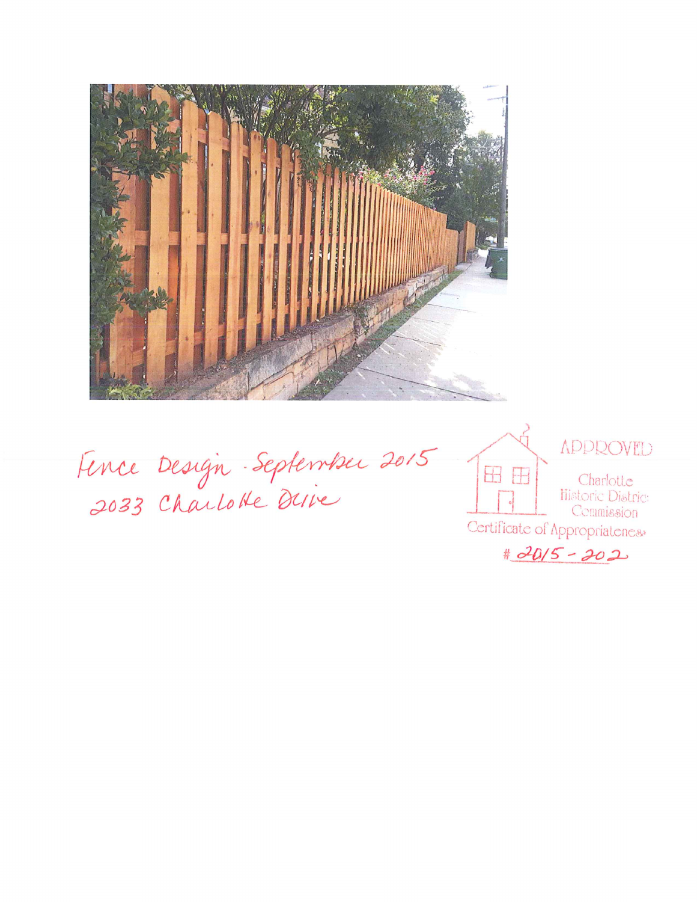Fence Design - September 2015
2033 Charlotte Drive

APPROVED
Charlotte
Historic District
Commission
Certificate of Appropriateness
# 2015-202